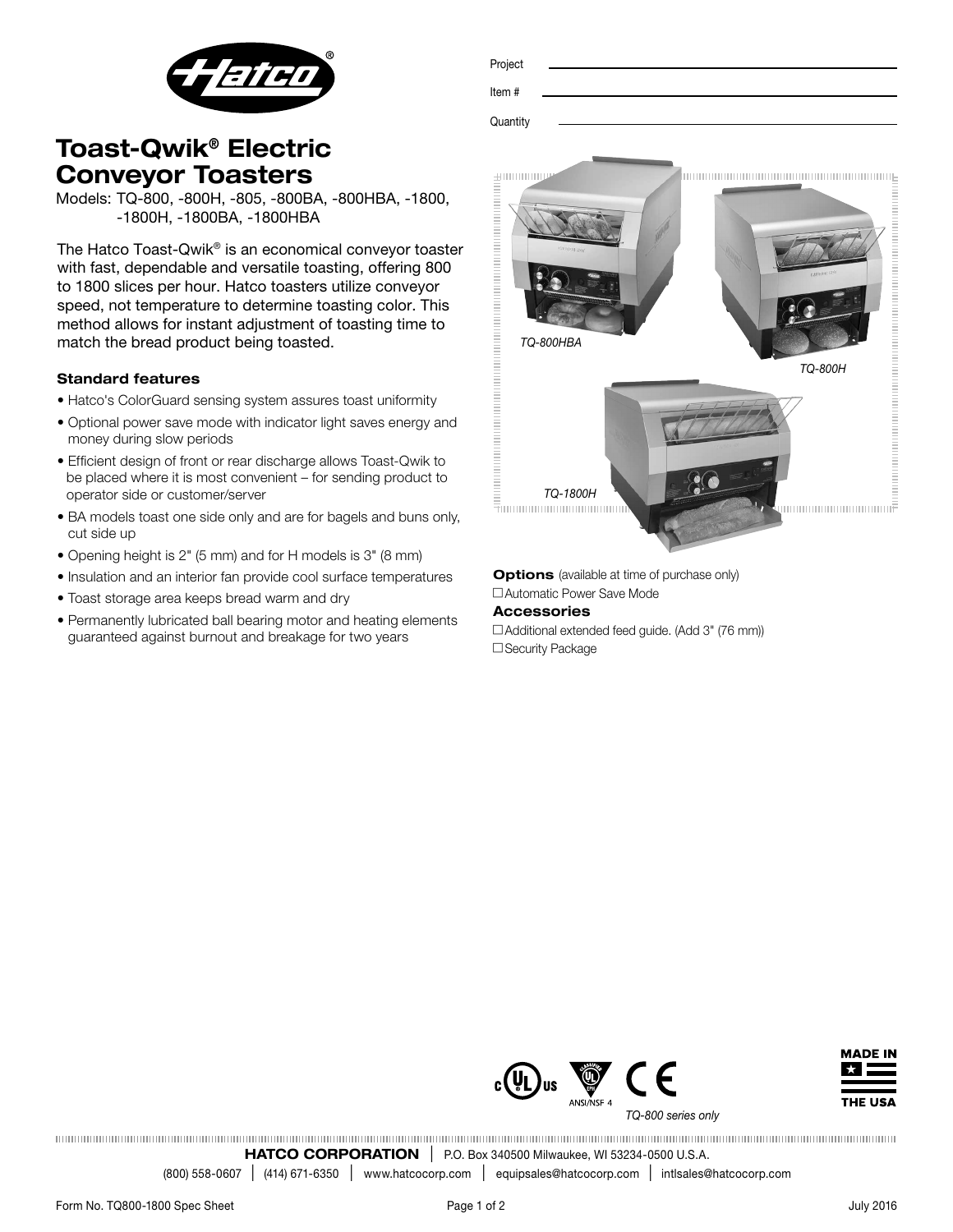Project

Item #

Quantity

# Toast-Qwik® Electric Conveyor Toasters

Models: TQ-800, -800H, -805, -800BA, -800HBA, -1800, -1800H, -1800BA, -1800HBA

The Hatco Toast-Qwik® is an economical conveyor toaster with fast, dependable and versatile toasting, offering 800 to 1800 slices per hour. Hatco toasters utilize conveyor speed, not temperature to determine toasting color. This method allows for instant adjustment of toasting time to match the bread product being toasted.

### Standard features

- Hatco's ColorGuard sensing system assures toast uniformity
- Optional power save mode with indicator light saves energy and money during slow periods
- Efficient design of front or rear discharge allows Toast-Qwik to be placed where it is most convenient – for sending product to operator side or customer/server
- BA models toast one side only and are for bagels and buns only, cut side up
- Opening height is 2" (5 mm) and for H models is 3" (8 mm)
- Insulation and an interior fan provide cool surface temperatures
- Toast storage area keeps bread warm and dry
- Permanently lubricated ball bearing motor and heating elements guaranteed against burnout and breakage for two years

*TQ-800HBA*

*TQ-800H*

*TQ-1800H*

**Options** (available at time of purchase only)

☐ Automatic Power Save Mode

**Accessories**

☐ Additional extended feed guide. (Add 3" (76 mm))

☐ Security Package

ANSI/NSF 4

*TQ-800 series only*

MADE IN THE USA

**HATCO CORPORATION** | P.O. Box 340500 Milwaukee, WI 53234-0500 U.S.A.

(800) 558-0607 | (414) 671-6350 | www.hatcocorp.com | equipsales@hatcocorp.com | intlsales@hatcocorp.com

Form No. TQ800-1800 Spec Sheet

July 2016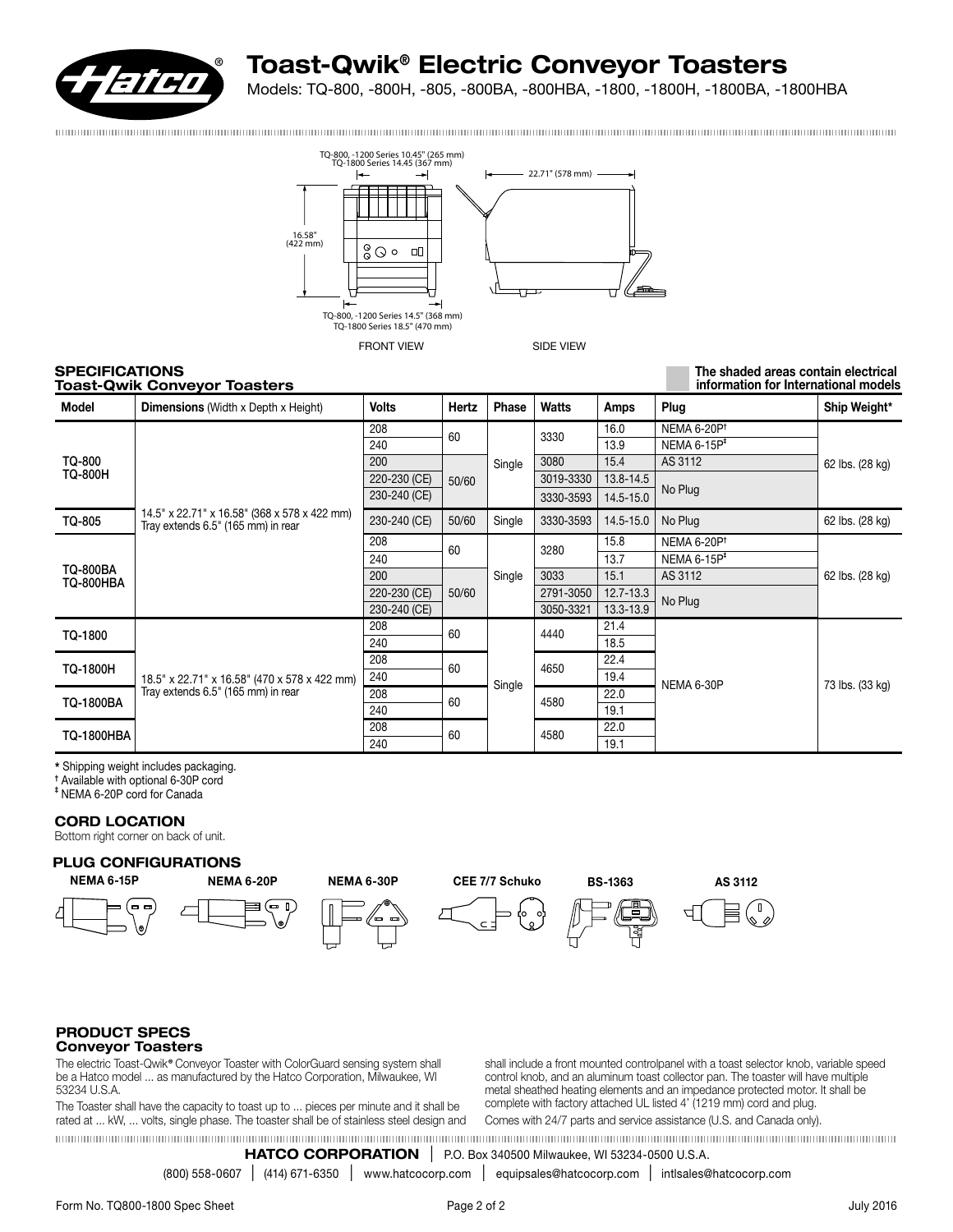# Toast-Qwik® Electric Conveyor Toasters

Models: TQ-800, -800H, -805, -800BA, -800HBA, -1800, -1800H, -1800BA, -1800HBA

TQ-800, -1200 Series 10.45" (265 mm)
TQ-1800 Series 14.45 (367 mm)

22.71" (578 mm)

16.58" (422 mm)

TQ-800, -1200 Series 14.5" (368 mm)
TQ-1800 Series 18.5" (470 mm)

FRONT VIEW

SIDE VIEW

## SPECIFICATIONS
### Toast-Qwik Conveyor Toasters

The shaded areas contain electrical information for International models

| Model | Dimensions (Width x Depth x Height) | Volts | Hertz | Phase | Watts | Amps | Plug | Ship Weight* |
|---|---|---|---|---|---|---|---|---|
| TQ-800<br>TQ-800H | 14.5" x 22.71" x 16.58" (368 x 578 x 422 mm)<br>Tray extends 6.5" (165 mm) in rear | 208 | 60 | Single | 3330 | 16.0 | NEMA 6-20P† | 62 lbs. (28 kg) |
| | | 240 | | | | 13.9 | NEMA 6-15P‡ | |
| | | 200 | 50/60 | | 3080 | 15.4 | AS 3112 | |
| | | 220-230 (CE) | | | 3019-3330 | 13.8-14.5 | No Plug | |
| | | 230-240 (CE) | | | 3330-3593 | 14.5-15.0 | | |
| TQ-805 | | 230-240 (CE) | 50/60 | Single | 3330-3593 | 14.5-15.0 | No Plug | 62 lbs. (28 kg) |
| TQ-800BA<br>TQ-800HBA | | 208 | 60 | Single | 3280 | 15.8 | NEMA 6-20P† | 62 lbs. (28 kg) |
| | | 240 | | | | 13.7 | NEMA 6-15P‡ | |
| | | 200 | 50/60 | | 3033 | 15.1 | AS 3112 | |
| | | 220-230 (CE) | | | 2791-3050 | 12.7-13.3 | No Plug | |
| | | 230-240 (CE) | | | 3050-3321 | 13.3-13.9 | | |
| TQ-1800 | 18.5" x 22.71" x 16.58" (470 x 578 x 422 mm)<br>Tray extends 6.5" (165 mm) in rear | 208 | 60 | Single | 4440 | 21.4 | NEMA 6-30P | 73 lbs. (33 kg) |
| | | 240 | | | | 18.5 | | |
| TQ-1800H | | 208 | 60 | | 4650 | 22.4 | | |
| | | 240 | | | | 19.4 | | |
| TQ-1800BA | | 208 | 60 | | 4580 | 22.0 | | |
| | | 240 | | | | 19.1 | | |
| TQ-1800HBA | | 208 | 60 | | 4580 | 22.0 | | |
| | | 240 | | | | 19.1 | | |

\* Shipping weight includes packaging.
† Available with optional 6-30P cord
‡ NEMA 6-20P cord for Canada

## CORD LOCATION

Bottom right corner on back of unit.

## PLUG CONFIGURATIONS

NEMA 6-15P NEMA 6-20P NEMA 6-30P CEE 7/7 Schuko BS-1363 AS 3112

## PRODUCT SPECS
### Conveyor Toasters

The electric Toast-Qwik® Conveyor Toaster with ColorGuard sensing system shall be a Hatco model ... as manufactured by the Hatco Corporation, Milwaukee, WI 53234 U.S.A.

The Toaster shall have the capacity to toast up to ... pieces per minute and it shall be rated at ... kW, ... volts, single phase. The toaster shall be of stainless steel design and shall include a front mounted controlpanel with a toast selector knob, variable speed control knob, and an aluminum toast collector pan. The toaster will have multiple metal sheathed heating elements and an impedance protected motor. It shall be complete with factory attached UL listed 4' (1219 mm) cord and plug.

Comes with 24/7 parts and service assistance (U.S. and Canada only).

**HATCO CORPORATION** | P.O. Box 340500 Milwaukee, WI 53234-0500 U.S.A.

(800) 558-0607 | (414) 671-6350 | www.hatcocorp.com | equipsales@hatcocorp.com | intlsales@hatcocorp.com

Form No. TQ800-1800 Spec Sheet

July 2016